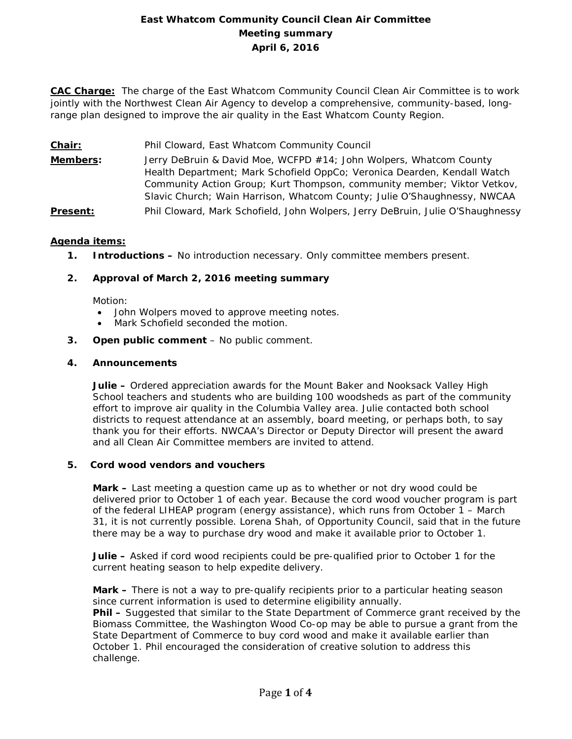# East Whatcom Community Council Clean Air Committee
## Meeting summary
## April 6, 2016

**CAC Charge:** The charge of the East Whatcom Community Council Clean Air Committee is to work jointly with the Northwest Clean Air Agency to develop a comprehensive, community-based, long-range plan designed to improve the air quality in the East Whatcom County Region.

**Chair:** Phil Cloward, East Whatcom Community Council

**Members:** Jerry DeBruin & David Moe, WCFPD #14; John Wolpers, Whatcom County Health Department; Mark Schofield OppCo; Veronica Dearden, Kendall Watch Community Action Group; Kurt Thompson, community member; Viktor Vetkov, Slavic Church; Wain Harrison, Whatcom County; Julie O'Shaughnessy, NWCAA

**Present:** Phil Cloward, Mark Schofield, John Wolpers, Jerry DeBruin, Julie O'Shaughnessy

**Agenda items:**

1. **Introductions –** No introduction necessary. Only committee members present.

2. **Approval of March 2, 2016 meeting summary**

   Motion:
   - John Wolpers moved to approve meeting notes.
   - Mark Schofield seconded the motion.

3. **Open public comment** – No public comment.

4. **Announcements**

   **Julie –** Ordered appreciation awards for the Mount Baker and Nooksack Valley High School teachers and students who are building 100 woodsheds as part of the community effort to improve air quality in the Columbia Valley area. Julie contacted both school districts to request attendance at an assembly, board meeting, or perhaps both, to say thank you for their efforts. NWCAA's Director or Deputy Director will present the award and all Clean Air Committee members are invited to attend.

5. **Cord wood vendors and vouchers**

   **Mark –** Last meeting a question came up as to whether or not dry wood could be delivered prior to October 1 of each year. Because the cord wood voucher program is part of the federal LIHEAP program (energy assistance), which runs from October 1 – March 31, it is not currently possible. Lorena Shah, of Opportunity Council, said that in the future there may be a way to purchase dry wood and make it available prior to October 1.

   **Julie –** Asked if cord wood recipients could be pre-qualified prior to October 1 for the current heating season to help expedite delivery.

   **Mark –** There is not a way to pre-qualify recipients prior to a particular heating season since current information is used to determine eligibility annually.
   **Phil –** Suggested that similar to the State Department of Commerce grant received by the Biomass Committee, the Washington Wood Co-op may be able to pursue a grant from the State Department of Commerce to buy cord wood and make it available earlier than October 1. Phil encouraged the consideration of creative solution to address this challenge.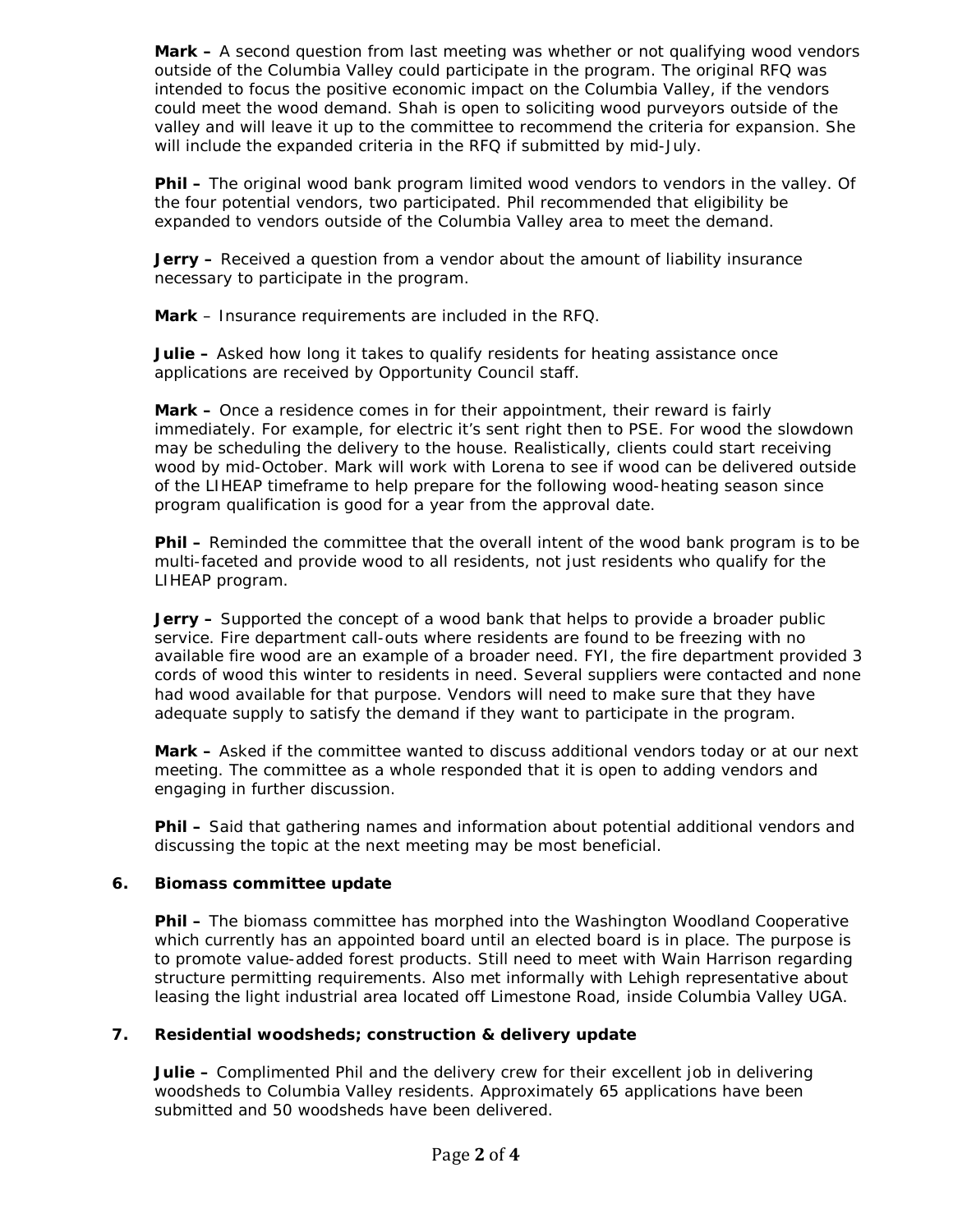**Mark –** A second question from last meeting was whether or not qualifying wood vendors outside of the Columbia Valley could participate in the program. The original RFQ was intended to focus the positive economic impact on the Columbia Valley, if the vendors could meet the wood demand. Shah is open to soliciting wood purveyors outside of the valley and will leave it up to the committee to recommend the criteria for expansion. She will include the expanded criteria in the RFQ if submitted by mid-July.

**Phil –** The original wood bank program limited wood vendors to vendors in the valley. Of the four potential vendors, two participated. Phil recommended that eligibility be expanded to vendors outside of the Columbia Valley area to meet the demand.

**Jerry –** Received a question from a vendor about the amount of liability insurance necessary to participate in the program.

**Mark** – Insurance requirements are included in the RFQ.

**Julie –** Asked how long it takes to qualify residents for heating assistance once applications are received by Opportunity Council staff.

**Mark –** Once a residence comes in for their appointment, their reward is fairly immediately. For example, for electric it's sent right then to PSE. For wood the slowdown may be scheduling the delivery to the house. Realistically, clients could start receiving wood by mid-October. Mark will work with Lorena to see if wood can be delivered outside of the LIHEAP timeframe to help prepare for the following wood-heating season since program qualification is good for a year from the approval date.

**Phil –** Reminded the committee that the overall intent of the wood bank program is to be multi-faceted and provide wood to all residents, not just residents who qualify for the LIHEAP program.

**Jerry –** Supported the concept of a wood bank that helps to provide a broader public service. Fire department call-outs where residents are found to be freezing with no available fire wood are an example of a broader need. FYI, the fire department provided 3 cords of wood this winter to residents in need. Several suppliers were contacted and none had wood available for that purpose. Vendors will need to make sure that they have adequate supply to satisfy the demand if they want to participate in the program.

**Mark –** Asked if the committee wanted to discuss additional vendors today or at our next meeting. The committee as a whole responded that it is open to adding vendors and engaging in further discussion.

**Phil –** Said that gathering names and information about potential additional vendors and discussing the topic at the next meeting may be most beneficial.

**6. Biomass committee update**

**Phil –** The biomass committee has morphed into the Washington Woodland Cooperative which currently has an appointed board until an elected board is in place. The purpose is to promote value-added forest products. Still need to meet with Wain Harrison regarding structure permitting requirements. Also met informally with Lehigh representative about leasing the light industrial area located off Limestone Road, inside Columbia Valley UGA.

**7. Residential woodsheds; construction & delivery update**

**Julie –** Complimented Phil and the delivery crew for their excellent job in delivering woodsheds to Columbia Valley residents. Approximately 65 applications have been submitted and 50 woodsheds have been delivered.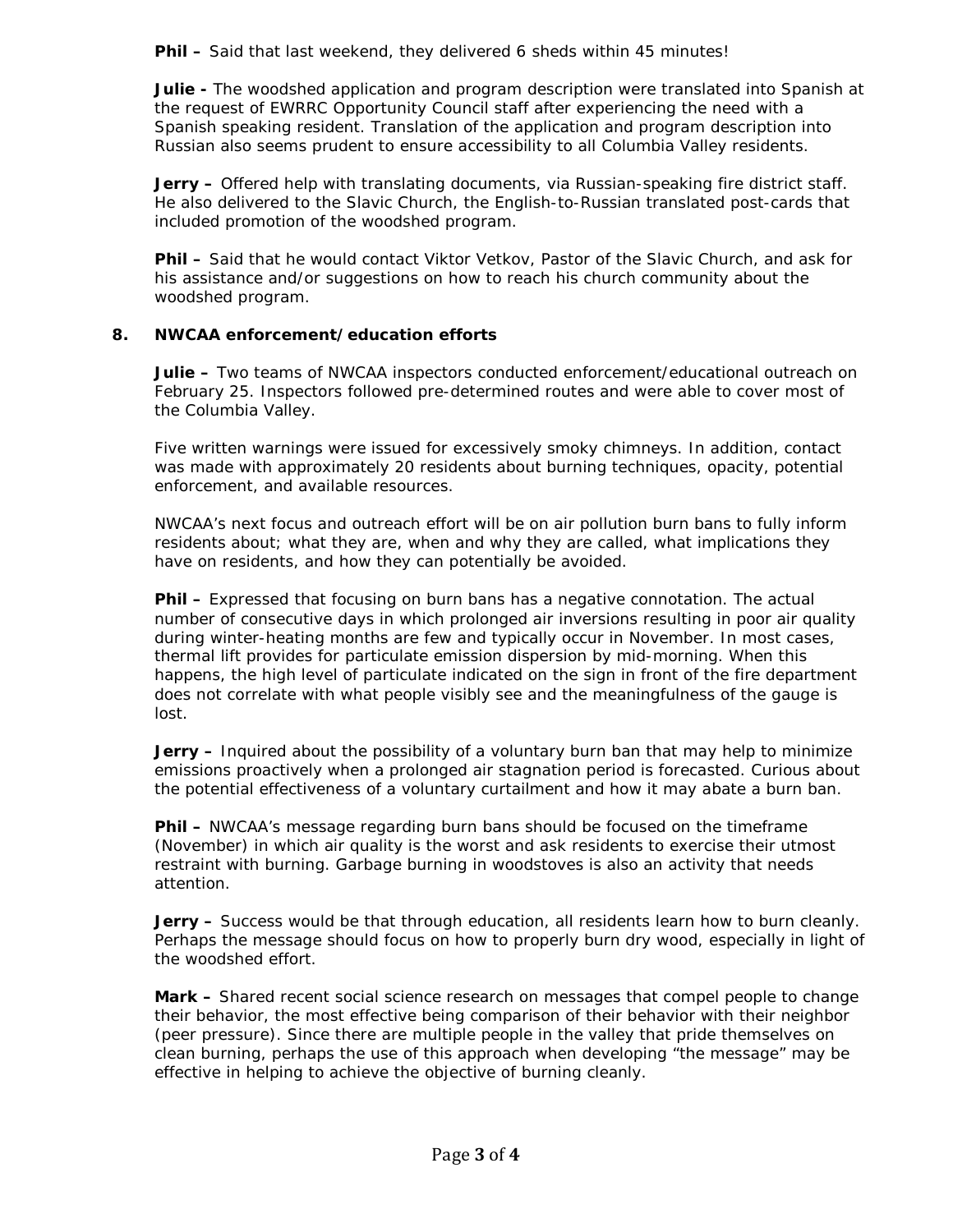**Phil –** Said that last weekend, they delivered 6 sheds within 45 minutes!

**Julie -** The woodshed application and program description were translated into Spanish at the request of EWRRC Opportunity Council staff after experiencing the need with a Spanish speaking resident. Translation of the application and program description into Russian also seems prudent to ensure accessibility to all Columbia Valley residents.

**Jerry –** Offered help with translating documents, via Russian-speaking fire district staff. He also delivered to the Slavic Church, the English-to-Russian translated post-cards that included promotion of the woodshed program.

**Phil –** Said that he would contact Viktor Vetkov, Pastor of the Slavic Church, and ask for his assistance and/or suggestions on how to reach his church community about the woodshed program.

**8. NWCAA enforcement/education efforts**

**Julie –** Two teams of NWCAA inspectors conducted enforcement/educational outreach on February 25. Inspectors followed pre-determined routes and were able to cover most of the Columbia Valley.

Five written warnings were issued for excessively smoky chimneys. In addition, contact was made with approximately 20 residents about burning techniques, opacity, potential enforcement, and available resources.

NWCAA's next focus and outreach effort will be on air pollution burn bans to fully inform residents about; what they are, when and why they are called, what implications they have on residents, and how they can potentially be avoided.

**Phil –** Expressed that focusing on burn bans has a negative connotation. The actual number of consecutive days in which prolonged air inversions resulting in poor air quality during winter-heating months are few and typically occur in November. In most cases, thermal lift provides for particulate emission dispersion by mid-morning. When this happens, the high level of particulate indicated on the sign in front of the fire department does not correlate with what people visibly see and the meaningfulness of the gauge is lost.

**Jerry –** Inquired about the possibility of a voluntary burn ban that may help to minimize emissions proactively when a prolonged air stagnation period is forecasted. Curious about the potential effectiveness of a voluntary curtailment and how it may abate a burn ban.

**Phil –** NWCAA's message regarding burn bans should be focused on the timeframe (November) in which air quality is the worst and ask residents to exercise their utmost restraint with burning. Garbage burning in woodstoves is also an activity that needs attention.

**Jerry –** Success would be that through education, all residents learn how to burn cleanly. Perhaps the message should focus on how to properly burn dry wood, especially in light of the woodshed effort.

**Mark –** Shared recent social science research on messages that compel people to change their behavior, the most effective being comparison of their behavior with their neighbor (peer pressure). Since there are multiple people in the valley that pride themselves on clean burning, perhaps the use of this approach when developing "the message" may be effective in helping to achieve the objective of burning cleanly.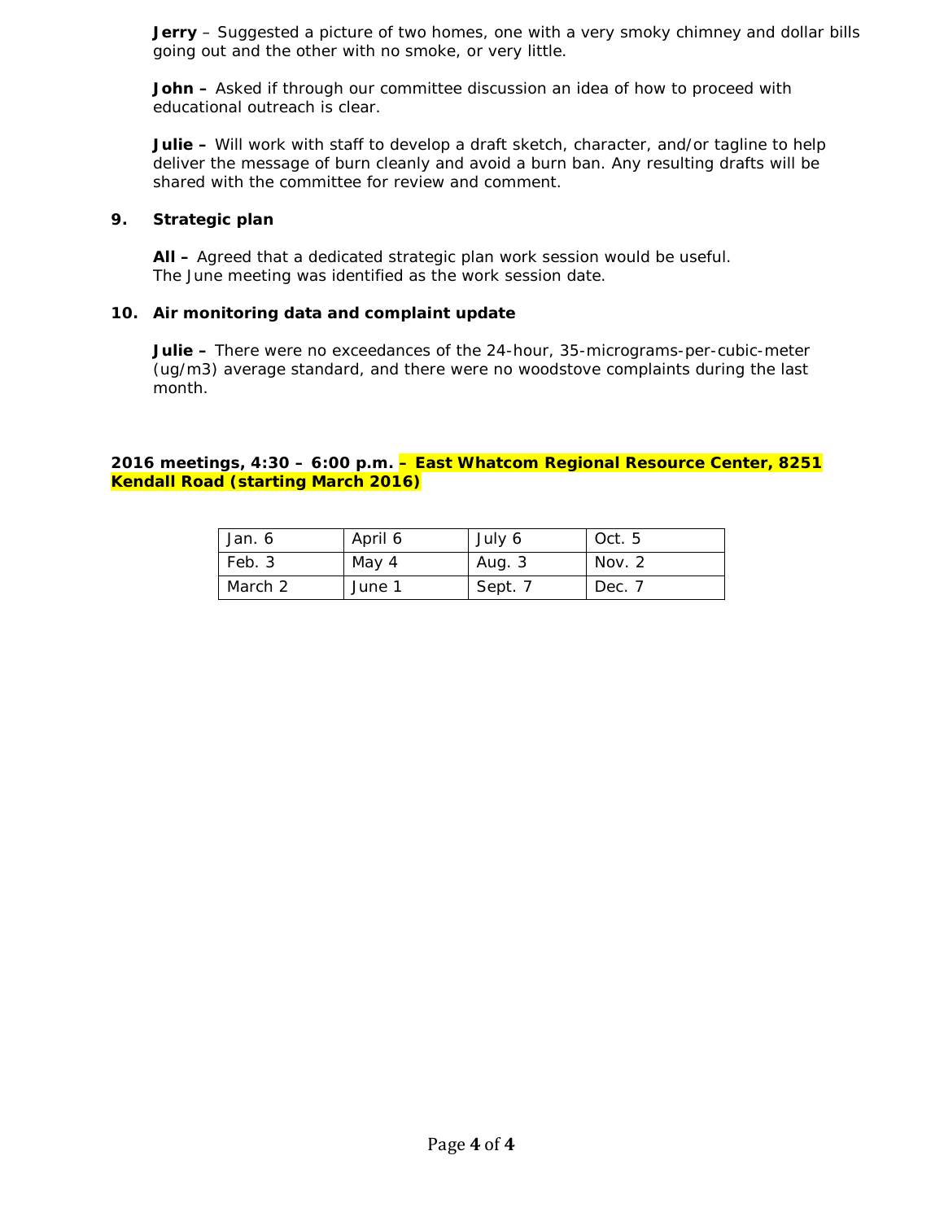**Jerry** – Suggested a picture of two homes, one with a very smoky chimney and dollar bills going out and the other with no smoke, or very little.

**John –** Asked if through our committee discussion an idea of how to proceed with educational outreach is clear.

**Julie –** Will work with staff to develop a draft sketch, character, and/or tagline to help deliver the message of burn cleanly and avoid a burn ban. Any resulting drafts will be shared with the committee for review and comment.

**9. Strategic plan**

**All –** Agreed that a dedicated strategic plan work session would be useful. The June meeting was identified as the work session date.

**10. Air monitoring data and complaint update**

**Julie –** There were no exceedances of the 24-hour, 35-micrograms-per-cubic-meter (ug/m3) average standard, and there were no woodstove complaints during the last month.

**2016 meetings, 4:30 – 6:00 p.m. – East Whatcom Regional Resource Center, 8251 Kendall Road (starting March 2016)**

| | | | |
|---|---|---|---|
| Jan. 6 | April 6 | July 6 | Oct. 5 |
| Feb. 3 | May 4 | Aug. 3 | Nov. 2 |
| March 2 | June 1 | Sept. 7 | Dec. 7 |